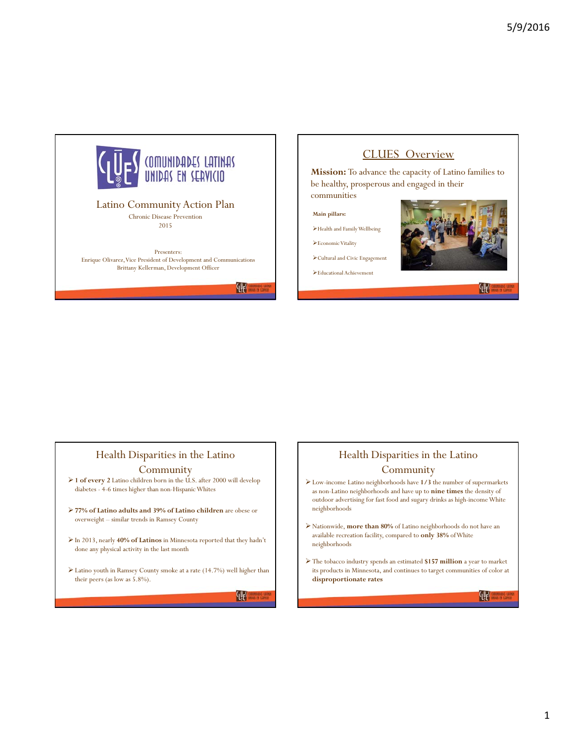# COMUNIDADES LATINAS UNIDAS EN SERVICIO

## Latino Community Action Plan

Chronic Disease Prevention

2015

Presenters:
Enrique Olivarez, Vice President of Development and Communications
Brittany Kellerman, Development Officer

## CLUES Overview

**Mission:** To advance the capacity of Latino families to be healthy, prosperous and engaged in their communities

**Main pillars:**

- Health and Family Wellbeing
- Economic Vitality
- Cultural and Civic Engagement
- Educational Achievement

## Health Disparities in the Latino Community

- **1 of every 2** Latino children born in the U.S. after 2000 will develop diabetes - 4-6 times higher than non-Hispanic Whites
- **77% of Latino adults and 39% of Latino children** are obese or overweight – similar trends in Ramsey County
- In 2013, nearly **40% of Latinos** in Minnesota reported that they hadn't done any physical activity in the last month
- Latino youth in Ramsey County smoke at a rate (14.7%) well higher than their peers (as low as 5.8%).

## Health Disparities in the Latino Community

- Low-income Latino neighborhoods have **1/3** the number of supermarkets as non-Latino neighborhoods and have up to **nine times** the density of outdoor advertising for fast food and sugary drinks as high-income White neighborhoods
- Nationwide, **more than 80%** of Latino neighborhoods do not have an available recreation facility, compared to **only 38%** of White neighborhoods
- The tobacco industry spends an estimated **$157 million** a year to market its products in Minnesota, and continues to target communities of color at **disproportionate rates**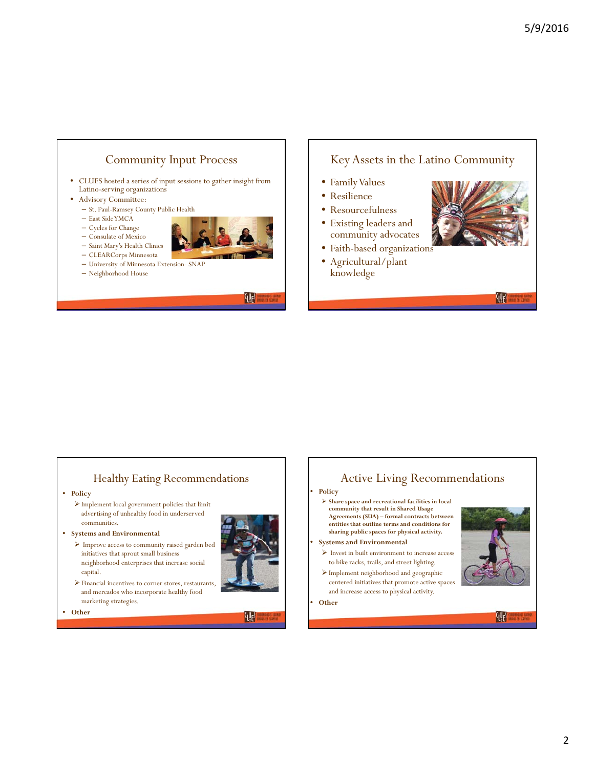## Community Input Process

- CLUES hosted a series of input sessions to gather insight from Latino-serving organizations
- Advisory Committee:
  - St. Paul-Ramsey County Public Health
  - East Side YMCA
  - Cycles for Change
  - Consulate of Mexico
  - Saint Mary's Health Clinics
  - CLEARCorps Minnesota
  - University of Minnesota Extension- SNAP
  - Neighborhood House

## Key Assets in the Latino Community

- Family Values
- Resilience
- Resourcefulness
- Existing leaders and community advocates
- Faith-based organizations
- Agricultural/plant knowledge

## Healthy Eating Recommendations

- **Policy**
  - Implement local government policies that limit advertising of unhealthy food in underserved communities.
- **Systems and Environmental**
  - Improve access to community raised garden bed initiatives that sprout small business neighborhood enterprises that increase social capital.
  - Financial incentives to corner stores, restaurants, and mercados who incorporate healthy food marketing strategies.
- **Other**

## Active Living Recommendations

- **Policy**
  - **Share space and recreational facilities in local community that result in Shared Usage Agreements (SUA) – formal contracts between entities that outline terms and conditions for sharing public spaces for physical activity.**
- **Systems and Environmental**
  - Invest in built environment to increase access to bike racks, trails, and street lighting.
  - Implement neighborhood and geographic centered initiatives that promote active spaces and increase access to physical activity.
- **Other**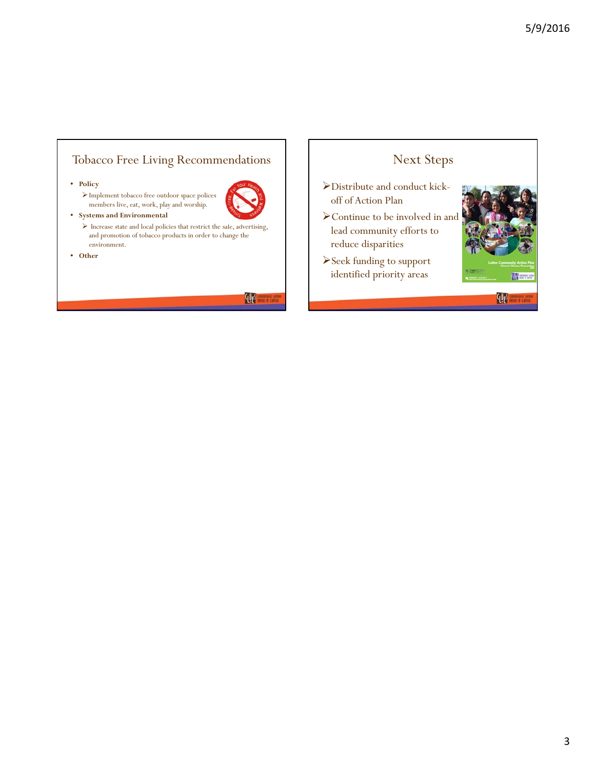## Tobacco Free Living Recommendations

- **Policy**
  - ➢ Implement tobacco free outdoor space polices members live, eat, work, play and worship.
- **Systems and Environmental**
  - ➢ Increase state and local policies that restrict the sale, advertising, and promotion of tobacco products in order to change the environment.
- **Other**

## Next Steps

- ➢ Distribute and conduct kick-off of Action Plan
- ➢ Continue to be involved in and lead community efforts to reduce disparities
- ➢ Seek funding to support identified priority areas